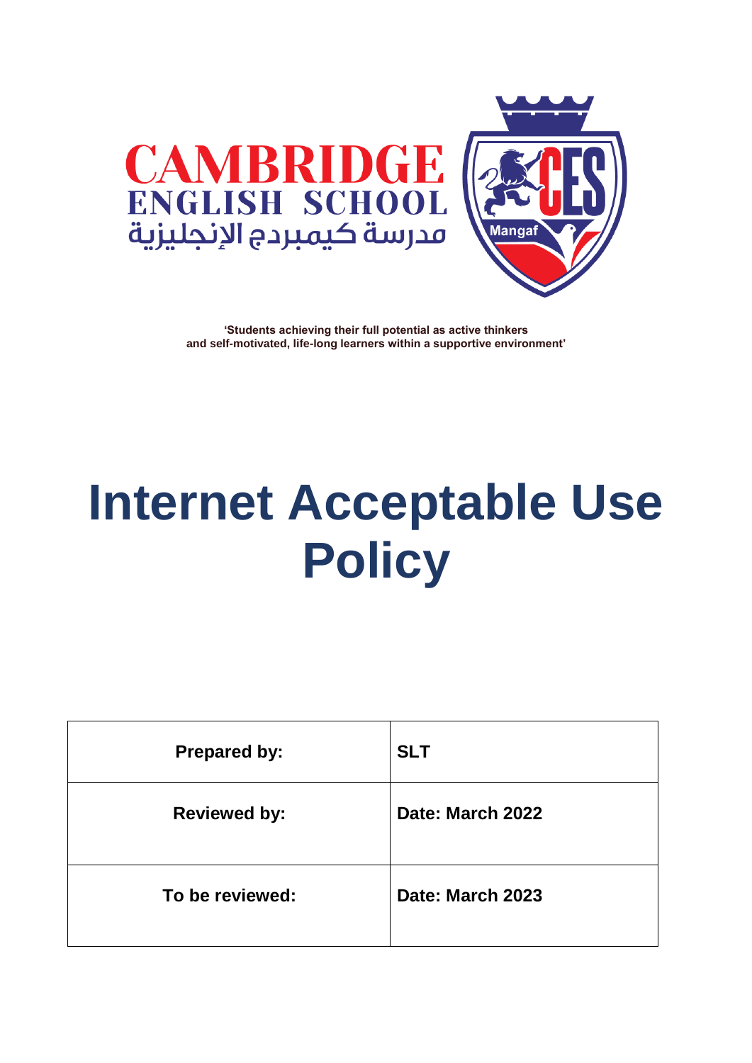CAMBRIDGE
ENGLISH SCHOOL
مدرسة كيمبردج الإنجليزية

CES
Mangaf

**'Students achieving their full potential as active thinkers and self-motivated, life-long learners within a supportive environment'**

# Internet Acceptable Use Policy

| Prepared by: | SLT |
|---|---|
| Reviewed by: | Date: March 2022 |
| To be reviewed: | Date: March 2023 |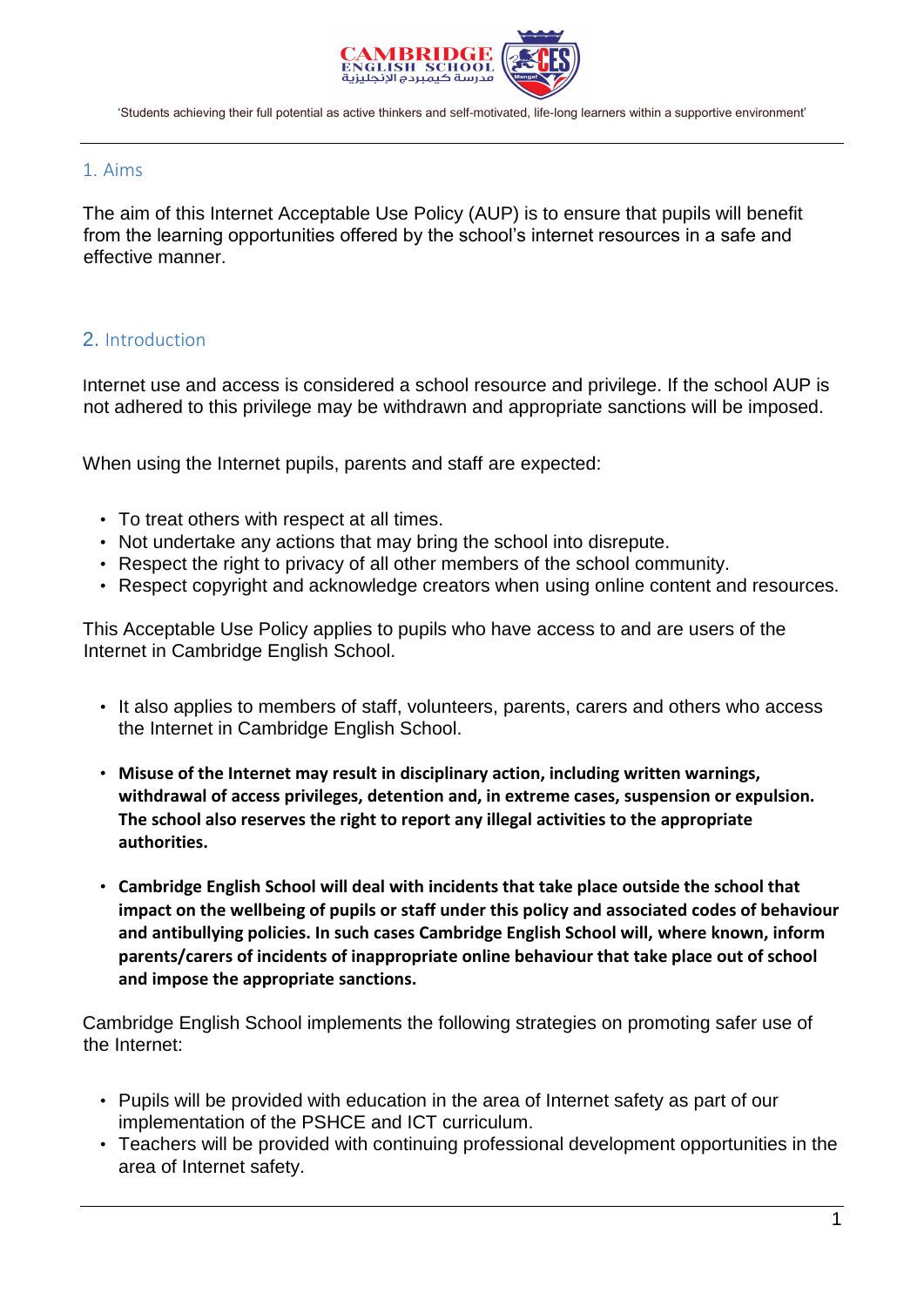## 1. Aims

The aim of this Internet Acceptable Use Policy (AUP) is to ensure that pupils will benefit from the learning opportunities offered by the school's internet resources in a safe and effective manner.

## 2. Introduction

Internet use and access is considered a school resource and privilege. If the school AUP is not adhered to this privilege may be withdrawn and appropriate sanctions will be imposed.

When using the Internet pupils, parents and staff are expected:

- To treat others with respect at all times.
- Not undertake any actions that may bring the school into disrepute.
- Respect the right to privacy of all other members of the school community.
- Respect copyright and acknowledge creators when using online content and resources.

This Acceptable Use Policy applies to pupils who have access to and are users of the Internet in Cambridge English School.

- It also applies to members of staff, volunteers, parents, carers and others who access the Internet in Cambridge English School.
- **Misuse of the Internet may result in disciplinary action, including written warnings, withdrawal of access privileges, detention and, in extreme cases, suspension or expulsion. The school also reserves the right to report any illegal activities to the appropriate authorities.**
- **Cambridge English School will deal with incidents that take place outside the school that impact on the wellbeing of pupils or staff under this policy and associated codes of behaviour and antibullying policies. In such cases Cambridge English School will, where known, inform parents/carers of incidents of inappropriate online behaviour that take place out of school and impose the appropriate sanctions.**

Cambridge English School implements the following strategies on promoting safer use of the Internet:

- Pupils will be provided with education in the area of Internet safety as part of our implementation of the PSHCE and ICT curriculum.
- Teachers will be provided with continuing professional development opportunities in the area of Internet safety.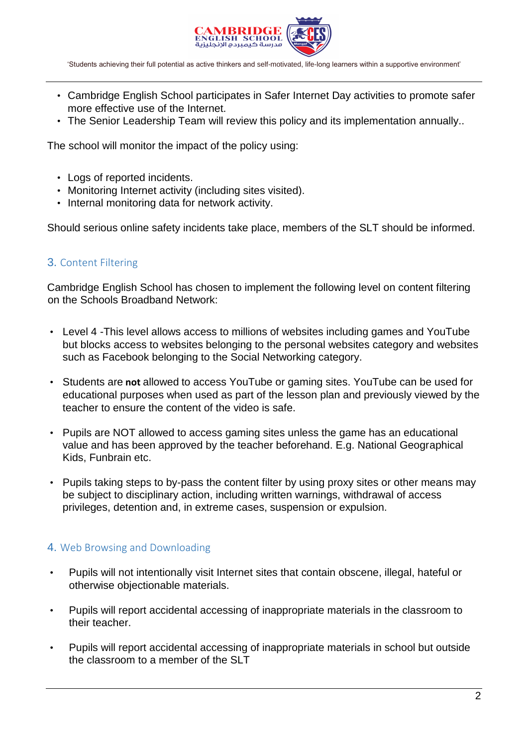- Cambridge English School participates in Safer Internet Day activities to promote safer more effective use of the Internet.
- The Senior Leadership Team will review this policy and its implementation annually..

The school will monitor the impact of the policy using:

- Logs of reported incidents.
- Monitoring Internet activity (including sites visited).
- Internal monitoring data for network activity.

Should serious online safety incidents take place, members of the SLT should be informed.

## 3. Content Filtering

Cambridge English School has chosen to implement the following level on content filtering on the Schools Broadband Network:

- Level 4 -This level allows access to millions of websites including games and YouTube but blocks access to websites belonging to the personal websites category and websites such as Facebook belonging to the Social Networking category.

- Students are **not** allowed to access YouTube or gaming sites. YouTube can be used for educational purposes when used as part of the lesson plan and previously viewed by the teacher to ensure the content of the video is safe.

- Pupils are NOT allowed to access gaming sites unless the game has an educational value and has been approved by the teacher beforehand. E.g. National Geographical Kids, Funbrain etc.

- Pupils taking steps to by-pass the content filter by using proxy sites or other means may be subject to disciplinary action, including written warnings, withdrawal of access privileges, detention and, in extreme cases, suspension or expulsion.

## 4. Web Browsing and Downloading

- Pupils will not intentionally visit Internet sites that contain obscene, illegal, hateful or otherwise objectionable materials.

- Pupils will report accidental accessing of inappropriate materials in the classroom to their teacher.

- Pupils will report accidental accessing of inappropriate materials in school but outside the classroom to a member of the SLT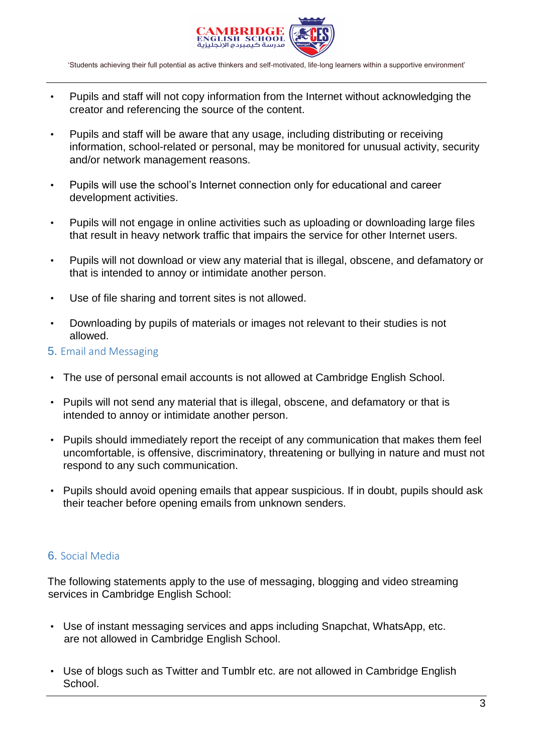- Pupils and staff will not copy information from the Internet without acknowledging the creator and referencing the source of the content.
- Pupils and staff will be aware that any usage, including distributing or receiving information, school-related or personal, may be monitored for unusual activity, security and/or network management reasons.
- Pupils will use the school's Internet connection only for educational and career development activities.
- Pupils will not engage in online activities such as uploading or downloading large files that result in heavy network traffic that impairs the service for other Internet users.
- Pupils will not download or view any material that is illegal, obscene, and defamatory or that is intended to annoy or intimidate another person.
- Use of file sharing and torrent sites is not allowed.
- Downloading by pupils of materials or images not relevant to their studies is not allowed.

## 5. Email and Messaging

- The use of personal email accounts is not allowed at Cambridge English School.
- Pupils will not send any material that is illegal, obscene, and defamatory or that is intended to annoy or intimidate another person.
- Pupils should immediately report the receipt of any communication that makes them feel uncomfortable, is offensive, discriminatory, threatening or bullying in nature and must not respond to any such communication.
- Pupils should avoid opening emails that appear suspicious. If in doubt, pupils should ask their teacher before opening emails from unknown senders.

## 6. Social Media

The following statements apply to the use of messaging, blogging and video streaming services in Cambridge English School:

- Use of instant messaging services and apps including Snapchat, WhatsApp, etc. are not allowed in Cambridge English School.
- Use of blogs such as Twitter and Tumblr etc. are not allowed in Cambridge English School.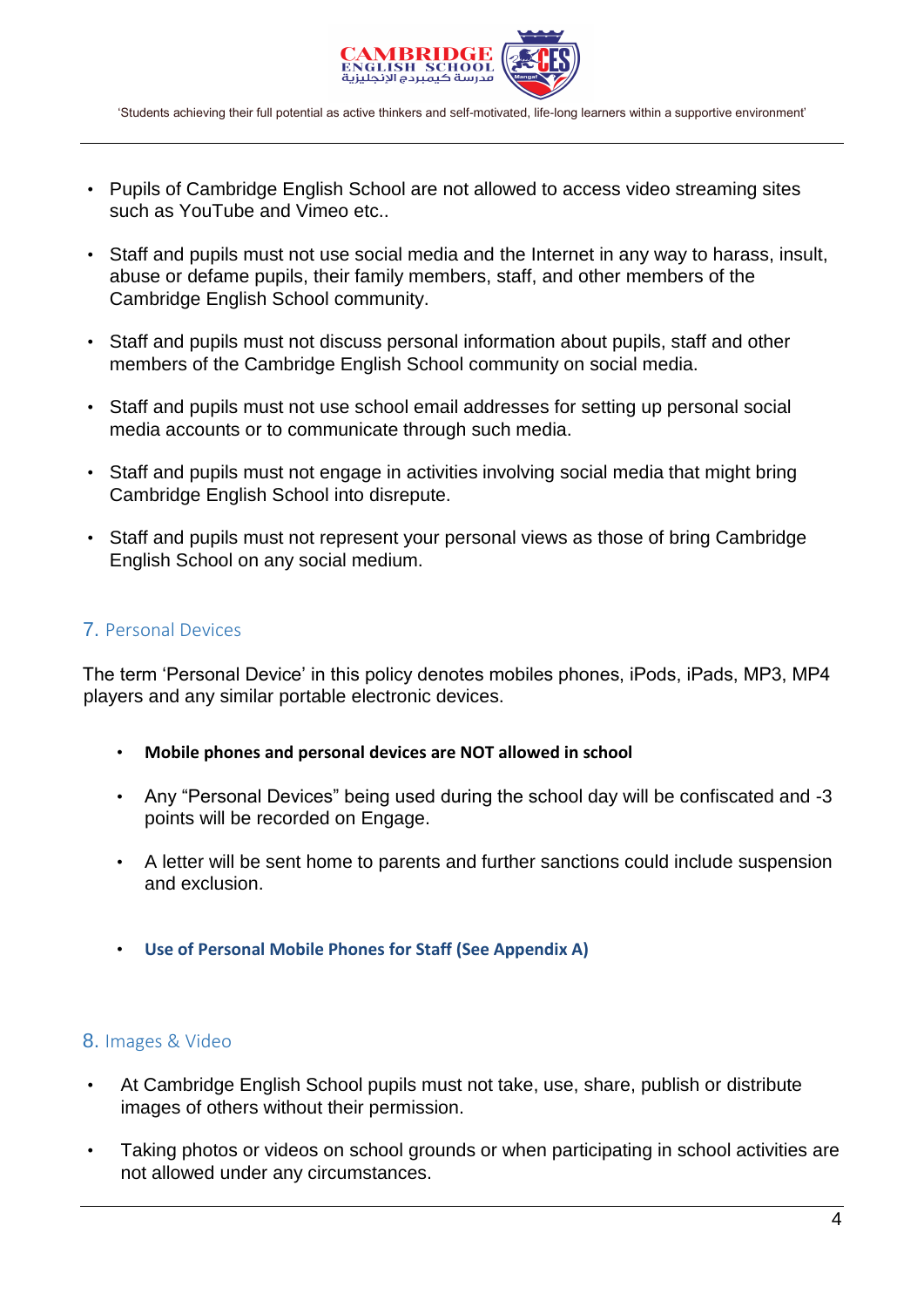- Pupils of Cambridge English School are not allowed to access video streaming sites such as YouTube and Vimeo etc..
- Staff and pupils must not use social media and the Internet in any way to harass, insult, abuse or defame pupils, their family members, staff, and other members of the Cambridge English School community.
- Staff and pupils must not discuss personal information about pupils, staff and other members of the Cambridge English School community on social media.
- Staff and pupils must not use school email addresses for setting up personal social media accounts or to communicate through such media.
- Staff and pupils must not engage in activities involving social media that might bring Cambridge English School into disrepute.
- Staff and pupils must not represent your personal views as those of bring Cambridge English School on any social medium.

## 7. Personal Devices

The term 'Personal Device' in this policy denotes mobiles phones, iPods, iPads, MP3, MP4 players and any similar portable electronic devices.

- **Mobile phones and personal devices are NOT allowed in school**
- Any "Personal Devices" being used during the school day will be confiscated and -3 points will be recorded on Engage.
- A letter will be sent home to parents and further sanctions could include suspension and exclusion.
- **Use of Personal Mobile Phones for Staff (See Appendix A)**

## 8. Images & Video

- At Cambridge English School pupils must not take, use, share, publish or distribute images of others without their permission.
- Taking photos or videos on school grounds or when participating in school activities are not allowed under any circumstances.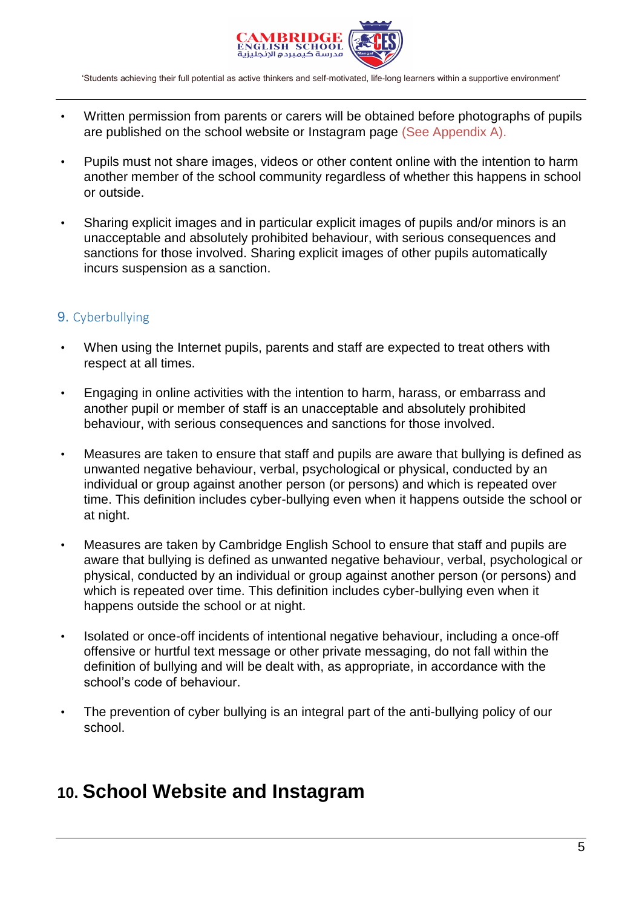- Written permission from parents or carers will be obtained before photographs of pupils are published on the school website or Instagram page (See Appendix A).
- Pupils must not share images, videos or other content online with the intention to harm another member of the school community regardless of whether this happens in school or outside.
- Sharing explicit images and in particular explicit images of pupils and/or minors is an unacceptable and absolutely prohibited behaviour, with serious consequences and sanctions for those involved. Sharing explicit images of other pupils automatically incurs suspension as a sanction.

## 9. Cyberbullying

- When using the Internet pupils, parents and staff are expected to treat others with respect at all times.
- Engaging in online activities with the intention to harm, harass, or embarrass and another pupil or member of staff is an unacceptable and absolutely prohibited behaviour, with serious consequences and sanctions for those involved.
- Measures are taken to ensure that staff and pupils are aware that bullying is defined as unwanted negative behaviour, verbal, psychological or physical, conducted by an individual or group against another person (or persons) and which is repeated over time. This definition includes cyber-bullying even when it happens outside the school or at night.
- Measures are taken by Cambridge English School to ensure that staff and pupils are aware that bullying is defined as unwanted negative behaviour, verbal, psychological or physical, conducted by an individual or group against another person (or persons) and which is repeated over time. This definition includes cyber-bullying even when it happens outside the school or at night.
- Isolated or once-off incidents of intentional negative behaviour, including a once-off offensive or hurtful text message or other private messaging, do not fall within the definition of bullying and will be dealt with, as appropriate, in accordance with the school's code of behaviour.
- The prevention of cyber bullying is an integral part of the anti-bullying policy of our school.

# 10. School Website and Instagram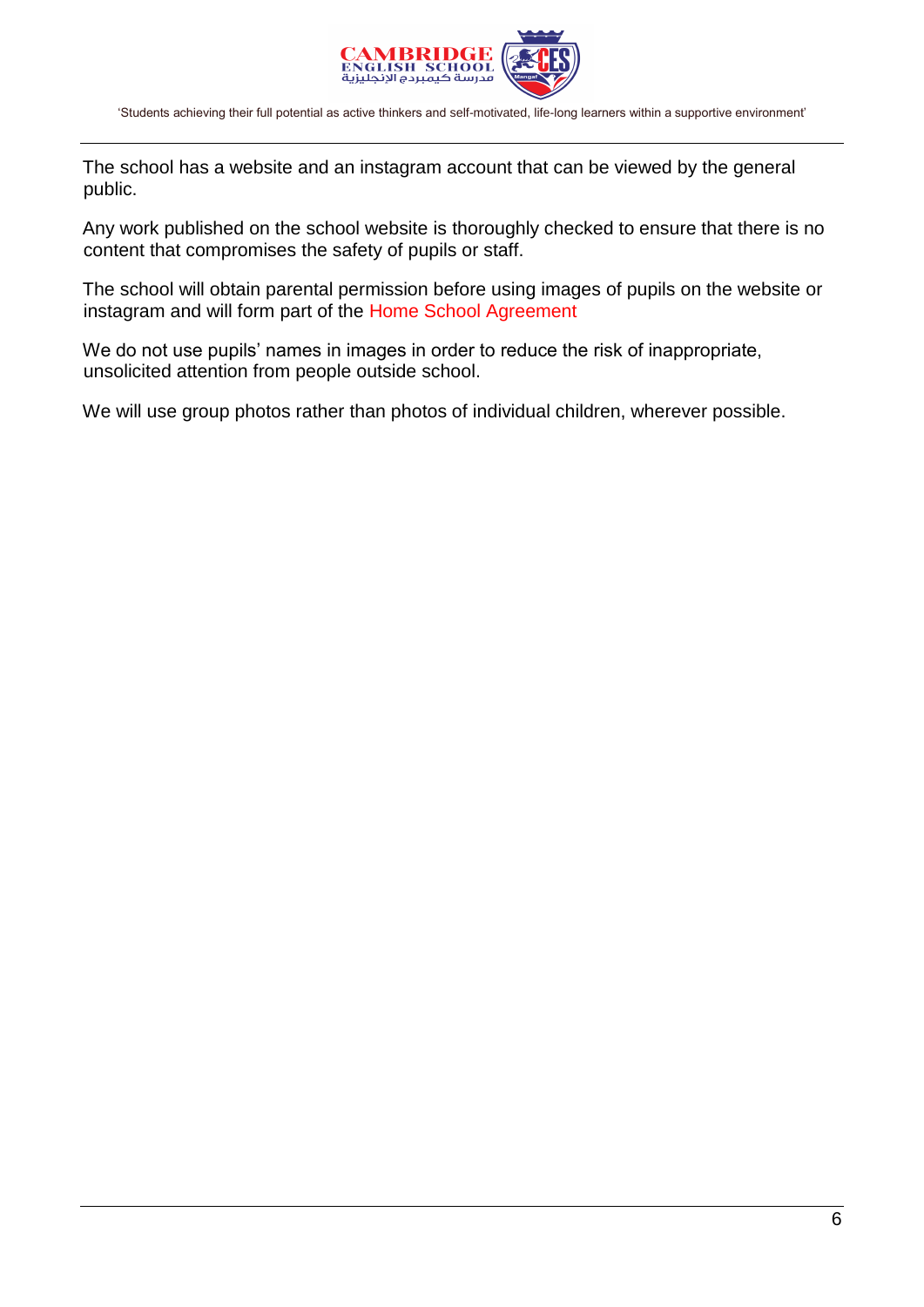The school has a website and an instagram account that can be viewed by the general public.

Any work published on the school website is thoroughly checked to ensure that there is no content that compromises the safety of pupils or staff.

The school will obtain parental permission before using images of pupils on the website or instagram and will form part of the Home School Agreement

We do not use pupils' names in images in order to reduce the risk of inappropriate, unsolicited attention from people outside school.

We will use group photos rather than photos of individual children, wherever possible.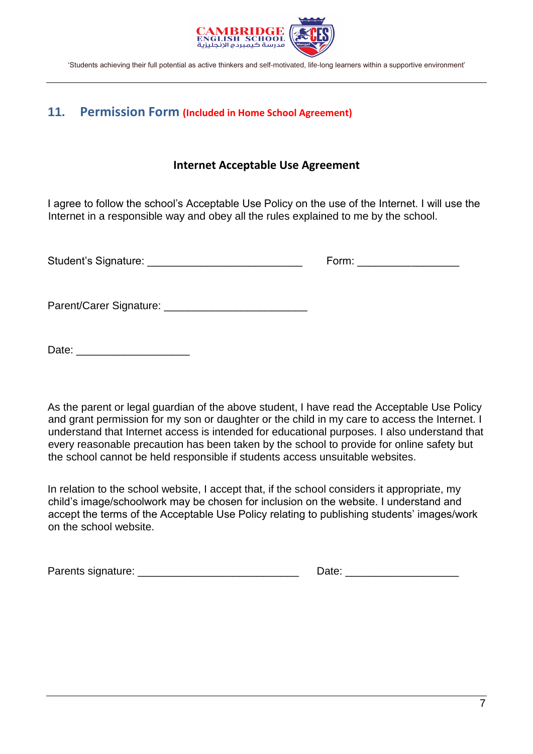## 11. Permission Form **(Included in Home School Agreement)**

### Internet Acceptable Use Agreement

I agree to follow the school's Acceptable Use Policy on the use of the Internet. I will use the Internet in a responsible way and obey all the rules explained to me by the school.

Student's Signature: ___________________________ Form: _________________

Parent/Carer Signature: ________________________

Date: ___________________

As the parent or legal guardian of the above student, I have read the Acceptable Use Policy and grant permission for my son or daughter or the child in my care to access the Internet. I understand that Internet access is intended for educational purposes. I also understand that every reasonable precaution has been taken by the school to provide for online safety but the school cannot be held responsible if students access unsuitable websites.

In relation to the school website, I accept that, if the school considers it appropriate, my child's image/schoolwork may be chosen for inclusion on the website. I understand and accept the terms of the Acceptable Use Policy relating to publishing students' images/work on the school website.

Parents signature: ___________________________ Date: ___________________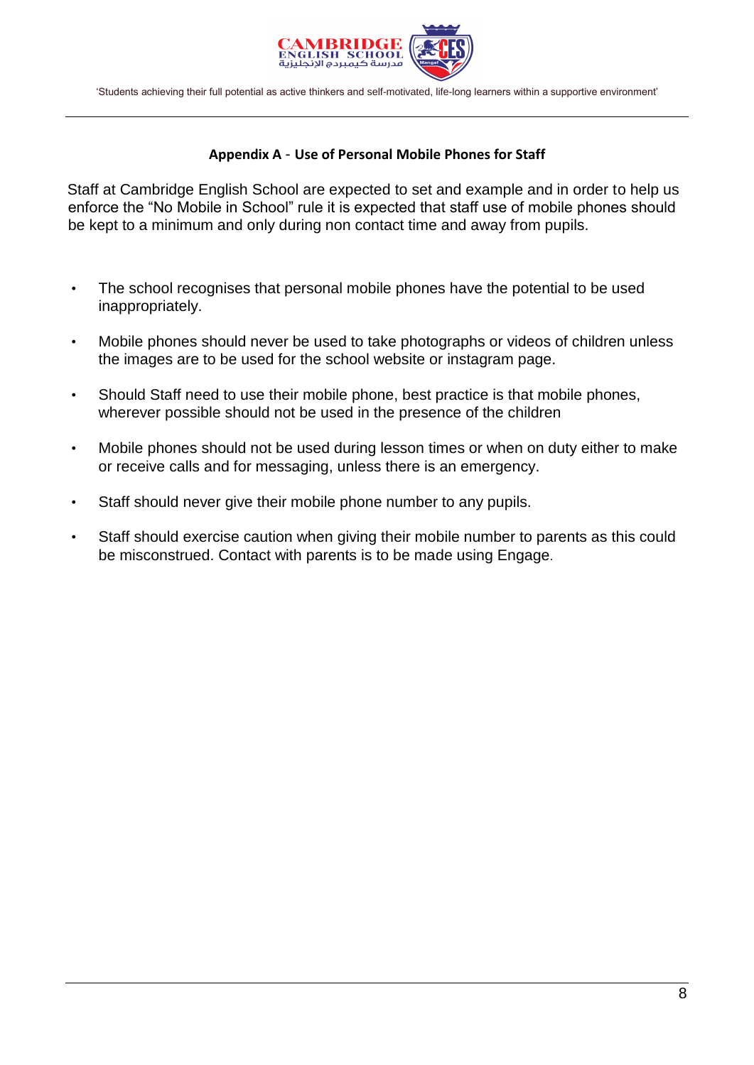## Appendix A - Use of Personal Mobile Phones for Staff

Staff at Cambridge English School are expected to set and example and in order to help us enforce the "No Mobile in School" rule it is expected that staff use of mobile phones should be kept to a minimum and only during non contact time and away from pupils.

- The school recognises that personal mobile phones have the potential to be used inappropriately.
- Mobile phones should never be used to take photographs or videos of children unless the images are to be used for the school website or instagram page.
- Should Staff need to use their mobile phone, best practice is that mobile phones, wherever possible should not be used in the presence of the children
- Mobile phones should not be used during lesson times or when on duty either to make or receive calls and for messaging, unless there is an emergency.
- Staff should never give their mobile phone number to any pupils.
- Staff should exercise caution when giving their mobile number to parents as this could be misconstrued. Contact with parents is to be made using Engage.